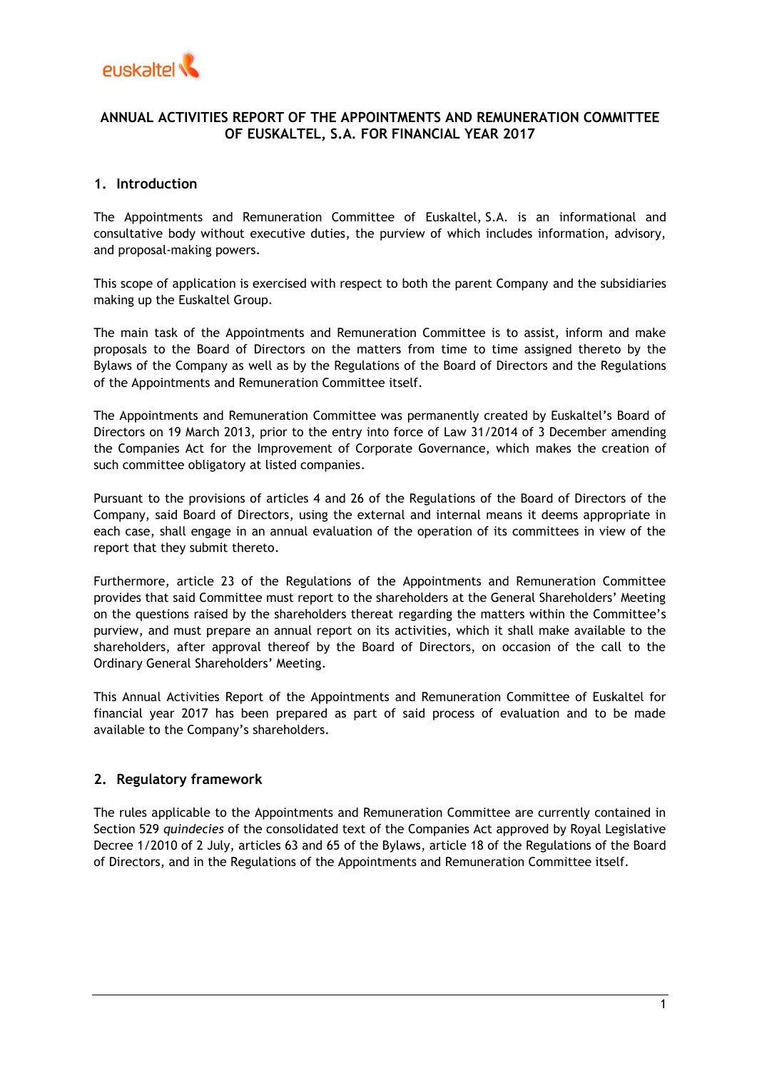# ANNUAL ACTIVITIES REPORT OF THE APPOINTMENTS AND REMUNERATION COMMITTEE OF EUSKALTEL, S.A. FOR FINANCIAL YEAR 2017

## 1. Introduction

The Appointments and Remuneration Committee of Euskaltel, S.A. is an informational and consultative body without executive duties, the purview of which includes information, advisory, and proposal-making powers.

This scope of application is exercised with respect to both the parent Company and the subsidiaries making up the Euskaltel Group.

The main task of the Appointments and Remuneration Committee is to assist, inform and make proposals to the Board of Directors on the matters from time to time assigned thereto by the Bylaws of the Company as well as by the Regulations of the Board of Directors and the Regulations of the Appointments and Remuneration Committee itself.

The Appointments and Remuneration Committee was permanently created by Euskaltel's Board of Directors on 19 March 2013, prior to the entry into force of Law 31/2014 of 3 December amending the Companies Act for the Improvement of Corporate Governance, which makes the creation of such committee obligatory at listed companies.

Pursuant to the provisions of articles 4 and 26 of the Regulations of the Board of Directors of the Company, said Board of Directors, using the external and internal means it deems appropriate in each case, shall engage in an annual evaluation of the operation of its committees in view of the report that they submit thereto.

Furthermore, article 23 of the Regulations of the Appointments and Remuneration Committee provides that said Committee must report to the shareholders at the General Shareholders' Meeting on the questions raised by the shareholders thereat regarding the matters within the Committee's purview, and must prepare an annual report on its activities, which it shall make available to the shareholders, after approval thereof by the Board of Directors, on occasion of the call to the Ordinary General Shareholders' Meeting.

This Annual Activities Report of the Appointments and Remuneration Committee of Euskaltel for financial year 2017 has been prepared as part of said process of evaluation and to be made available to the Company's shareholders.

## 2. Regulatory framework

The rules applicable to the Appointments and Remuneration Committee are currently contained in Section 529 *quindecies* of the consolidated text of the Companies Act approved by Royal Legislative Decree 1/2010 of 2 July, articles 63 and 65 of the Bylaws, article 18 of the Regulations of the Board of Directors, and in the Regulations of the Appointments and Remuneration Committee itself.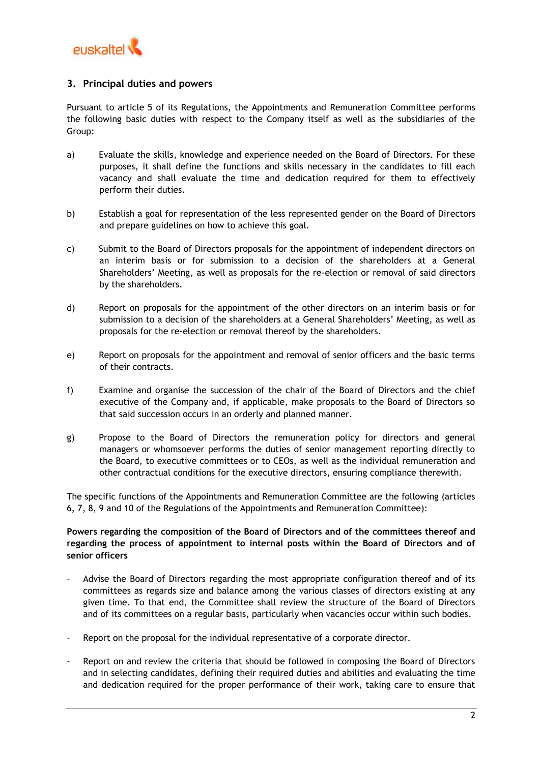## 3. Principal duties and powers

Pursuant to article 5 of its Regulations, the Appointments and Remuneration Committee performs the following basic duties with respect to the Company itself as well as the subsidiaries of the Group:

a) Evaluate the skills, knowledge and experience needed on the Board of Directors. For these purposes, it shall define the functions and skills necessary in the candidates to fill each vacancy and shall evaluate the time and dedication required for them to effectively perform their duties.

b) Establish a goal for representation of the less represented gender on the Board of Directors and prepare guidelines on how to achieve this goal.

c) Submit to the Board of Directors proposals for the appointment of independent directors on an interim basis or for submission to a decision of the shareholders at a General Shareholders' Meeting, as well as proposals for the re-election or removal of said directors by the shareholders.

d) Report on proposals for the appointment of the other directors on an interim basis or for submission to a decision of the shareholders at a General Shareholders' Meeting, as well as proposals for the re-election or removal thereof by the shareholders.

e) Report on proposals for the appointment and removal of senior officers and the basic terms of their contracts.

f) Examine and organise the succession of the chair of the Board of Directors and the chief executive of the Company and, if applicable, make proposals to the Board of Directors so that said succession occurs in an orderly and planned manner.

g) Propose to the Board of Directors the remuneration policy for directors and general managers or whomsoever performs the duties of senior management reporting directly to the Board, to executive committees or to CEOs, as well as the individual remuneration and other contractual conditions for the executive directors, ensuring compliance therewith.

The specific functions of the Appointments and Remuneration Committee are the following (articles 6, 7, 8, 9 and 10 of the Regulations of the Appointments and Remuneration Committee):

**Powers regarding the composition of the Board of Directors and of the committees thereof and regarding the process of appointment to internal posts within the Board of Directors and of senior officers**

- Advise the Board of Directors regarding the most appropriate configuration thereof and of its committees as regards size and balance among the various classes of directors existing at any given time. To that end, the Committee shall review the structure of the Board of Directors and of its committees on a regular basis, particularly when vacancies occur within such bodies.

- Report on the proposal for the individual representative of a corporate director.

- Report on and review the criteria that should be followed in composing the Board of Directors and in selecting candidates, defining their required duties and abilities and evaluating the time and dedication required for the proper performance of their work, taking care to ensure that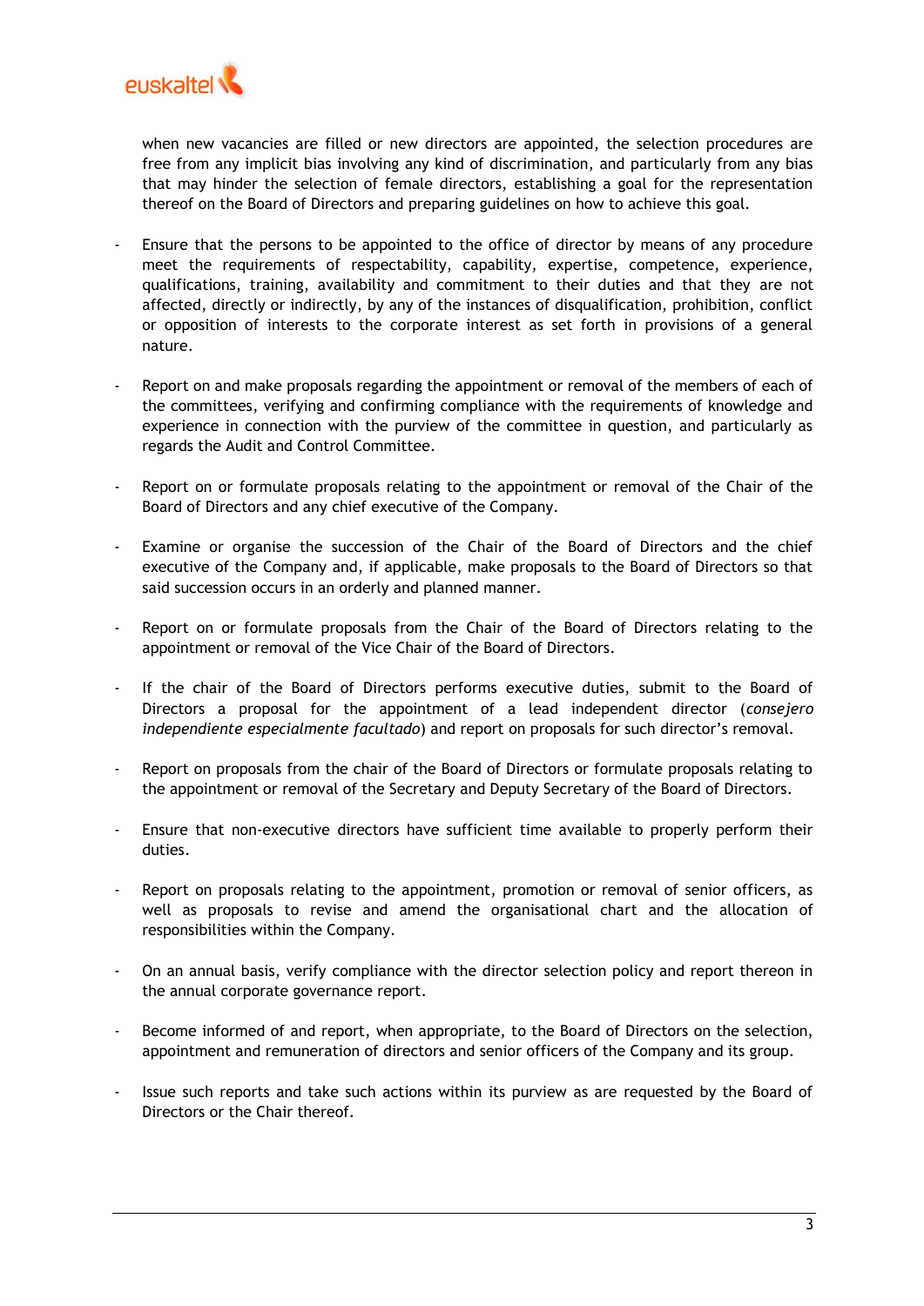when new vacancies are filled or new directors are appointed, the selection procedures are free from any implicit bias involving any kind of discrimination, and particularly from any bias that may hinder the selection of female directors, establishing a goal for the representation thereof on the Board of Directors and preparing guidelines on how to achieve this goal.

- Ensure that the persons to be appointed to the office of director by means of any procedure meet the requirements of respectability, capability, expertise, competence, experience, qualifications, training, availability and commitment to their duties and that they are not affected, directly or indirectly, by any of the instances of disqualification, prohibition, conflict or opposition of interests to the corporate interest as set forth in provisions of a general nature.

- Report on and make proposals regarding the appointment or removal of the members of each of the committees, verifying and confirming compliance with the requirements of knowledge and experience in connection with the purview of the committee in question, and particularly as regards the Audit and Control Committee.

- Report on or formulate proposals relating to the appointment or removal of the Chair of the Board of Directors and any chief executive of the Company.

- Examine or organise the succession of the Chair of the Board of Directors and the chief executive of the Company and, if applicable, make proposals to the Board of Directors so that said succession occurs in an orderly and planned manner.

- Report on or formulate proposals from the Chair of the Board of Directors relating to the appointment or removal of the Vice Chair of the Board of Directors.

- If the chair of the Board of Directors performs executive duties, submit to the Board of Directors a proposal for the appointment of a lead independent director (*consejero independiente especialmente facultado*) and report on proposals for such director's removal.

- Report on proposals from the chair of the Board of Directors or formulate proposals relating to the appointment or removal of the Secretary and Deputy Secretary of the Board of Directors.

- Ensure that non-executive directors have sufficient time available to properly perform their duties.

- Report on proposals relating to the appointment, promotion or removal of senior officers, as well as proposals to revise and amend the organisational chart and the allocation of responsibilities within the Company.

- On an annual basis, verify compliance with the director selection policy and report thereon in the annual corporate governance report.

- Become informed of and report, when appropriate, to the Board of Directors on the selection, appointment and remuneration of directors and senior officers of the Company and its group.

- Issue such reports and take such actions within its purview as are requested by the Board of Directors or the Chair thereof.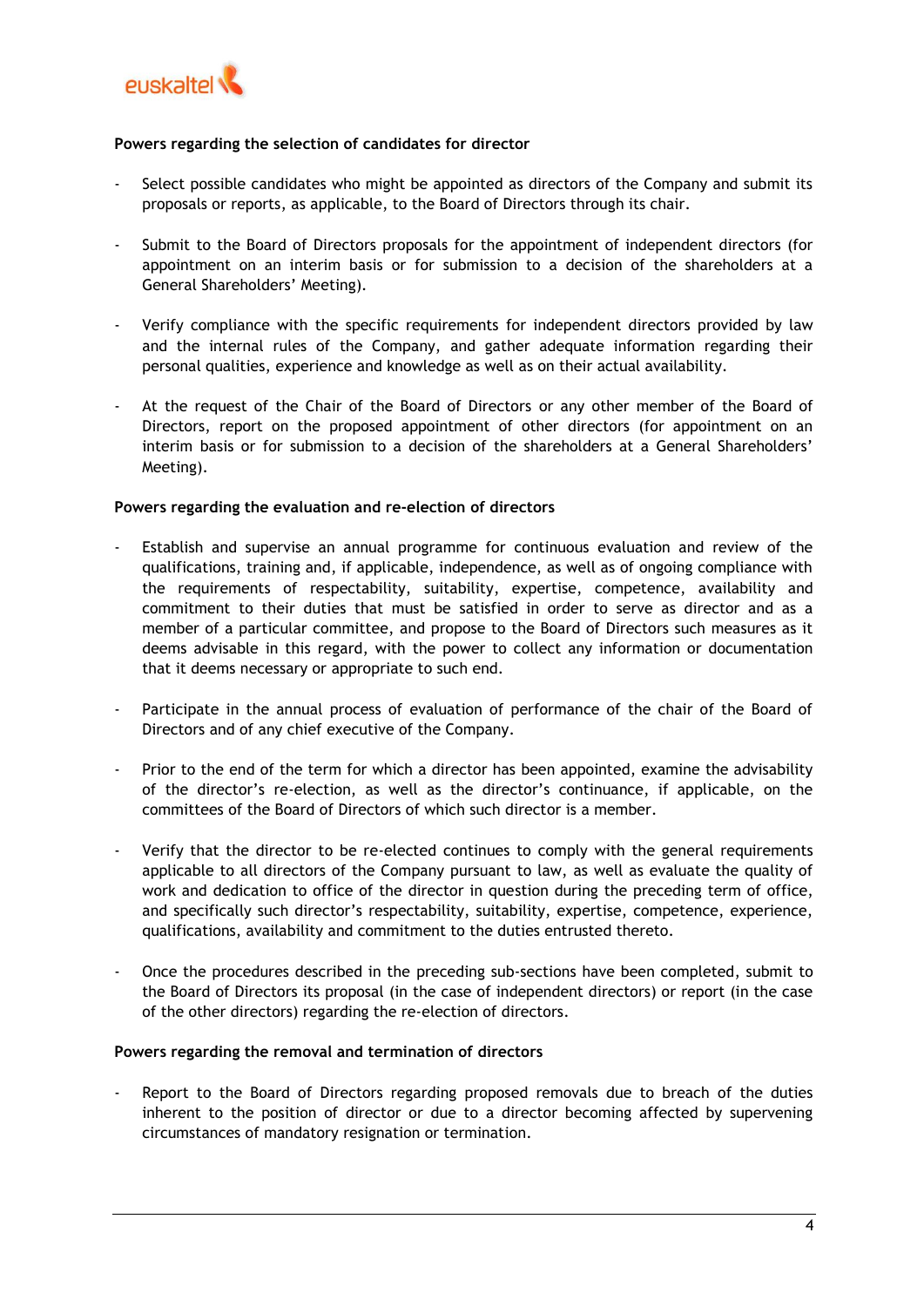**Powers regarding the selection of candidates for director**

- Select possible candidates who might be appointed as directors of the Company and submit its proposals or reports, as applicable, to the Board of Directors through its chair.

- Submit to the Board of Directors proposals for the appointment of independent directors (for appointment on an interim basis or for submission to a decision of the shareholders at a General Shareholders' Meeting).

- Verify compliance with the specific requirements for independent directors provided by law and the internal rules of the Company, and gather adequate information regarding their personal qualities, experience and knowledge as well as on their actual availability.

- At the request of the Chair of the Board of Directors or any other member of the Board of Directors, report on the proposed appointment of other directors (for appointment on an interim basis or for submission to a decision of the shareholders at a General Shareholders' Meeting).

**Powers regarding the evaluation and re-election of directors**

- Establish and supervise an annual programme for continuous evaluation and review of the qualifications, training and, if applicable, independence, as well as of ongoing compliance with the requirements of respectability, suitability, expertise, competence, availability and commitment to their duties that must be satisfied in order to serve as director and as a member of a particular committee, and propose to the Board of Directors such measures as it deems advisable in this regard, with the power to collect any information or documentation that it deems necessary or appropriate to such end.

- Participate in the annual process of evaluation of performance of the chair of the Board of Directors and of any chief executive of the Company.

- Prior to the end of the term for which a director has been appointed, examine the advisability of the director's re-election, as well as the director's continuance, if applicable, on the committees of the Board of Directors of which such director is a member.

- Verify that the director to be re-elected continues to comply with the general requirements applicable to all directors of the Company pursuant to law, as well as evaluate the quality of work and dedication to office of the director in question during the preceding term of office, and specifically such director's respectability, suitability, expertise, competence, experience, qualifications, availability and commitment to the duties entrusted thereto.

- Once the procedures described in the preceding sub-sections have been completed, submit to the Board of Directors its proposal (in the case of independent directors) or report (in the case of the other directors) regarding the re-election of directors.

**Powers regarding the removal and termination of directors**

- Report to the Board of Directors regarding proposed removals due to breach of the duties inherent to the position of director or due to a director becoming affected by supervening circumstances of mandatory resignation or termination.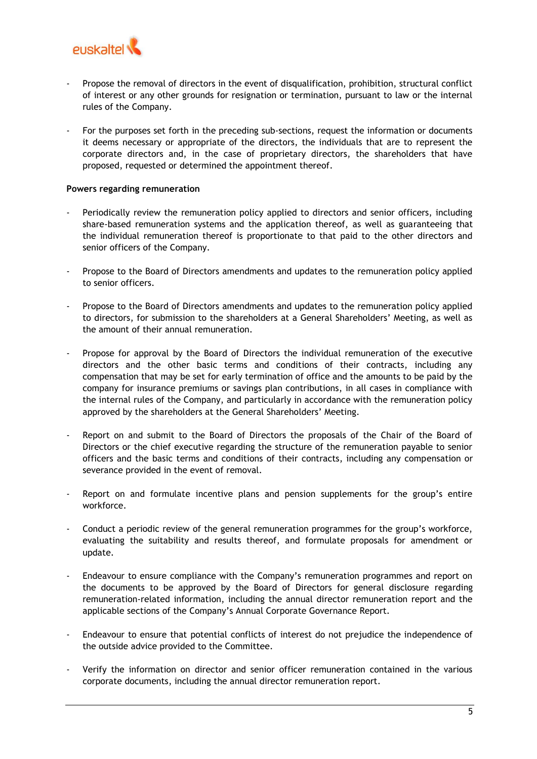- Propose the removal of directors in the event of disqualification, prohibition, structural conflict of interest or any other grounds for resignation or termination, pursuant to law or the internal rules of the Company.

- For the purposes set forth in the preceding sub-sections, request the information or documents it deems necessary or appropriate of the directors, the individuals that are to represent the corporate directors and, in the case of proprietary directors, the shareholders that have proposed, requested or determined the appointment thereof.

**Powers regarding remuneration**

- Periodically review the remuneration policy applied to directors and senior officers, including share-based remuneration systems and the application thereof, as well as guaranteeing that the individual remuneration thereof is proportionate to that paid to the other directors and senior officers of the Company.

- Propose to the Board of Directors amendments and updates to the remuneration policy applied to senior officers.

- Propose to the Board of Directors amendments and updates to the remuneration policy applied to directors, for submission to the shareholders at a General Shareholders' Meeting, as well as the amount of their annual remuneration.

- Propose for approval by the Board of Directors the individual remuneration of the executive directors and the other basic terms and conditions of their contracts, including any compensation that may be set for early termination of office and the amounts to be paid by the company for insurance premiums or savings plan contributions, in all cases in compliance with the internal rules of the Company, and particularly in accordance with the remuneration policy approved by the shareholders at the General Shareholders' Meeting.

- Report on and submit to the Board of Directors the proposals of the Chair of the Board of Directors or the chief executive regarding the structure of the remuneration payable to senior officers and the basic terms and conditions of their contracts, including any compensation or severance provided in the event of removal.

- Report on and formulate incentive plans and pension supplements for the group's entire workforce.

- Conduct a periodic review of the general remuneration programmes for the group's workforce, evaluating the suitability and results thereof, and formulate proposals for amendment or update.

- Endeavour to ensure compliance with the Company's remuneration programmes and report on the documents to be approved by the Board of Directors for general disclosure regarding remuneration-related information, including the annual director remuneration report and the applicable sections of the Company's Annual Corporate Governance Report.

- Endeavour to ensure that potential conflicts of interest do not prejudice the independence of the outside advice provided to the Committee.

- Verify the information on director and senior officer remuneration contained in the various corporate documents, including the annual director remuneration report.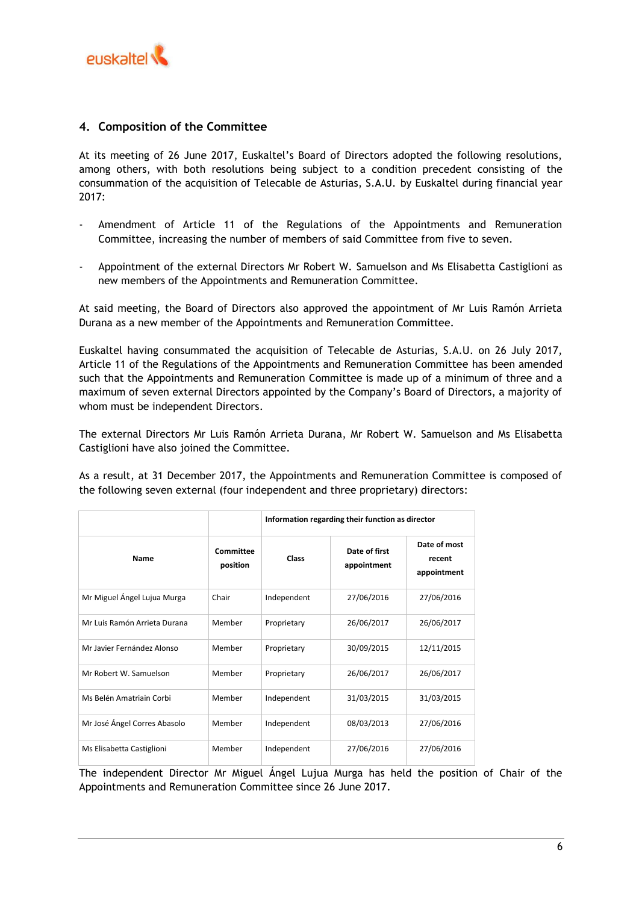## 4. Composition of the Committee

At its meeting of 26 June 2017, Euskaltel's Board of Directors adopted the following resolutions, among others, with both resolutions being subject to a condition precedent consisting of the consummation of the acquisition of Telecable de Asturias, S.A.U. by Euskaltel during financial year 2017:

- Amendment of Article 11 of the Regulations of the Appointments and Remuneration Committee, increasing the number of members of said Committee from five to seven.

- Appointment of the external Directors Mr Robert W. Samuelson and Ms Elisabetta Castiglioni as new members of the Appointments and Remuneration Committee.

At said meeting, the Board of Directors also approved the appointment of Mr Luis Ramón Arrieta Durana as a new member of the Appointments and Remuneration Committee.

Euskaltel having consummated the acquisition of Telecable de Asturias, S.A.U. on 26 July 2017, Article 11 of the Regulations of the Appointments and Remuneration Committee has been amended such that the Appointments and Remuneration Committee is made up of a minimum of three and a maximum of seven external Directors appointed by the Company's Board of Directors, a majority of whom must be independent Directors.

The external Directors Mr Luis Ramón Arrieta Durana, Mr Robert W. Samuelson and Ms Elisabetta Castiglioni have also joined the Committee.

As a result, at 31 December 2017, the Appointments and Remuneration Committee is composed of the following seven external (four independent and three proprietary) directors:

| | | Information regarding their function as director | | |
|---|---|---|---|---|
| **Name** | **Committee position** | **Class** | **Date of first appointment** | **Date of most recent appointment** |
| Mr Miguel Ángel Lujua Murga | Chair | Independent | 27/06/2016 | 27/06/2016 |
| Mr Luis Ramón Arrieta Durana | Member | Proprietary | 26/06/2017 | 26/06/2017 |
| Mr Javier Fernández Alonso | Member | Proprietary | 30/09/2015 | 12/11/2015 |
| Mr Robert W. Samuelson | Member | Proprietary | 26/06/2017 | 26/06/2017 |
| Ms Belén Amatriain Corbi | Member | Independent | 31/03/2015 | 31/03/2015 |
| Mr José Ángel Corres Abasolo | Member | Independent | 08/03/2013 | 27/06/2016 |
| Ms Elisabetta Castiglioni | Member | Independent | 27/06/2016 | 27/06/2016 |

The independent Director Mr Miguel Ángel Lujua Murga has held the position of Chair of the Appointments and Remuneration Committee since 26 June 2017.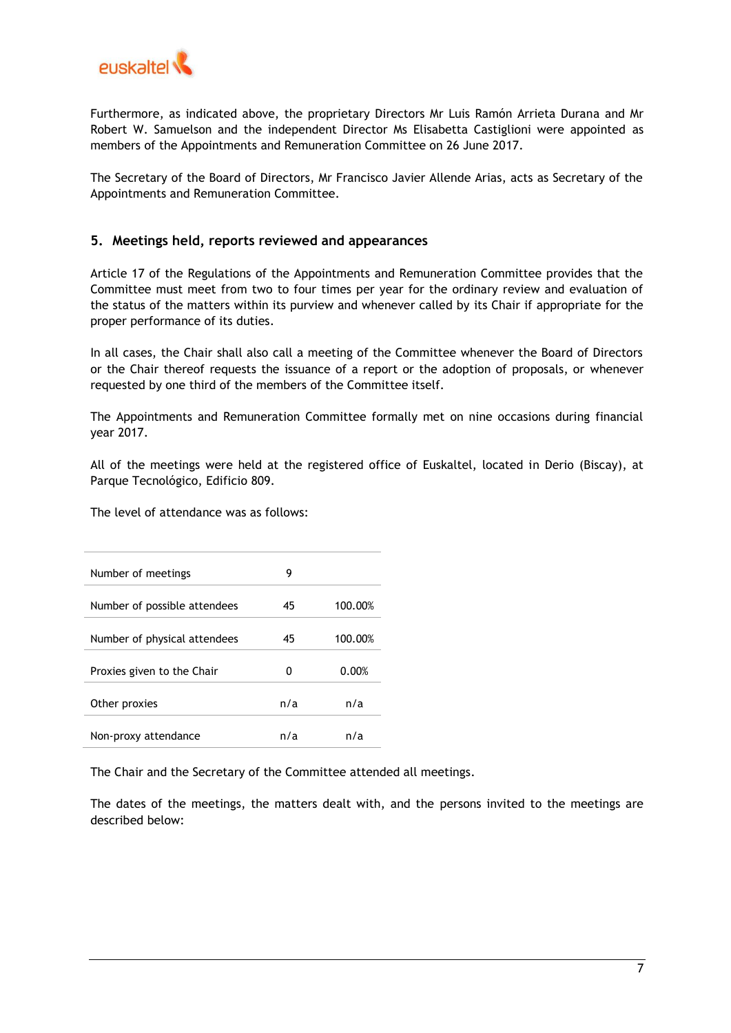Furthermore, as indicated above, the proprietary Directors Mr Luis Ramón Arrieta Durana and Mr Robert W. Samuelson and the independent Director Ms Elisabetta Castiglioni were appointed as members of the Appointments and Remuneration Committee on 26 June 2017.

The Secretary of the Board of Directors, Mr Francisco Javier Allende Arias, acts as Secretary of the Appointments and Remuneration Committee.

## 5. Meetings held, reports reviewed and appearances

Article 17 of the Regulations of the Appointments and Remuneration Committee provides that the Committee must meet from two to four times per year for the ordinary review and evaluation of the status of the matters within its purview and whenever called by its Chair if appropriate for the proper performance of its duties.

In all cases, the Chair shall also call a meeting of the Committee whenever the Board of Directors or the Chair thereof requests the issuance of a report or the adoption of proposals, or whenever requested by one third of the members of the Committee itself.

The Appointments and Remuneration Committee formally met on nine occasions during financial year 2017.

All of the meetings were held at the registered office of Euskaltel, located in Derio (Biscay), at Parque Tecnológico, Edificio 809.

The level of attendance was as follows:

| | | |
|---|---|---|
| Number of meetings | 9 | |
| Number of possible attendees | 45 | 100.00% |
| Number of physical attendees | 45 | 100.00% |
| Proxies given to the Chair | 0 | 0.00% |
| Other proxies | n/a | n/a |
| Non-proxy attendance | n/a | n/a |

The Chair and the Secretary of the Committee attended all meetings.

The dates of the meetings, the matters dealt with, and the persons invited to the meetings are described below: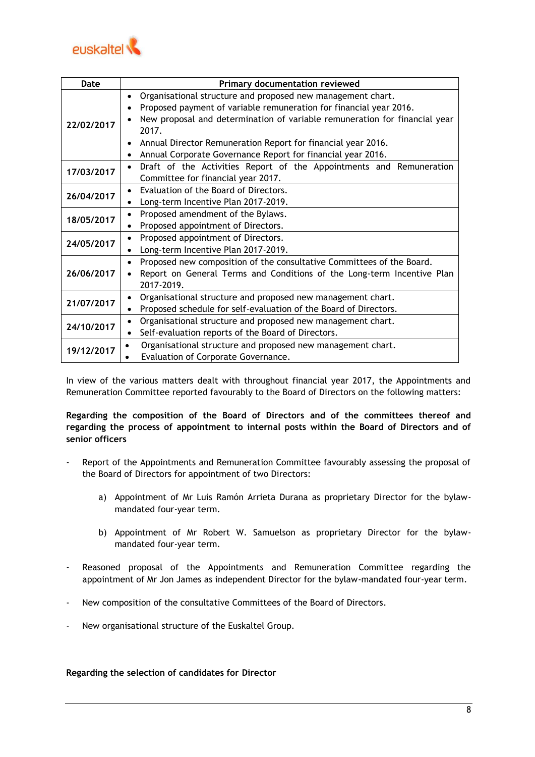| Date | Primary documentation reviewed |
|---|---|
| 22/02/2017 | • Organisational structure and proposed new management chart.<br>• Proposed payment of variable remuneration for financial year 2016.<br>• New proposal and determination of variable remuneration for financial year 2017.<br>• Annual Director Remuneration Report for financial year 2016.<br>• Annual Corporate Governance Report for financial year 2016. |
| 17/03/2017 | • Draft of the Activities Report of the Appointments and Remuneration Committee for financial year 2017. |
| 26/04/2017 | • Evaluation of the Board of Directors.<br>• Long-term Incentive Plan 2017-2019. |
| 18/05/2017 | • Proposed amendment of the Bylaws.<br>• Proposed appointment of Directors. |
| 24/05/2017 | • Proposed appointment of Directors.<br>• Long-term Incentive Plan 2017-2019. |
| 26/06/2017 | • Proposed new composition of the consultative Committees of the Board.<br>• Report on General Terms and Conditions of the Long-term Incentive Plan 2017-2019. |
| 21/07/2017 | • Organisational structure and proposed new management chart.<br>• Proposed schedule for self-evaluation of the Board of Directors. |
| 24/10/2017 | • Organisational structure and proposed new management chart.<br>• Self-evaluation reports of the Board of Directors. |
| 19/12/2017 | • Organisational structure and proposed new management chart.<br>• Evaluation of Corporate Governance. |

In view of the various matters dealt with throughout financial year 2017, the Appointments and Remuneration Committee reported favourably to the Board of Directors on the following matters:

**Regarding the composition of the Board of Directors and of the committees thereof and regarding the process of appointment to internal posts within the Board of Directors and of senior officers**

- Report of the Appointments and Remuneration Committee favourably assessing the proposal of the Board of Directors for appointment of two Directors:

    a) Appointment of Mr Luis Ramón Arrieta Durana as proprietary Director for the bylaw-mandated four-year term.

    b) Appointment of Mr Robert W. Samuelson as proprietary Director for the bylaw-mandated four-year term.

- Reasoned proposal of the Appointments and Remuneration Committee regarding the appointment of Mr Jon James as independent Director for the bylaw-mandated four-year term.

- New composition of the consultative Committees of the Board of Directors.

- New organisational structure of the Euskaltel Group.

**Regarding the selection of candidates for Director**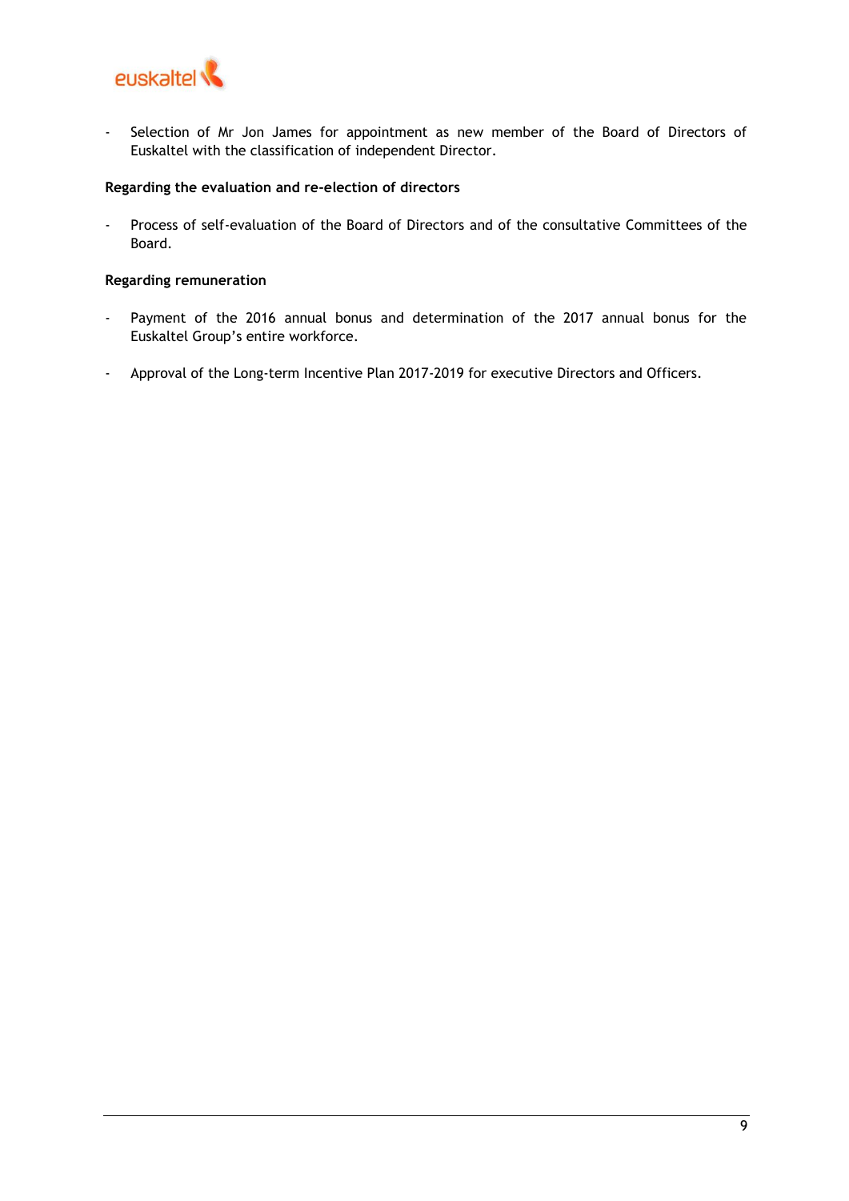- Selection of Mr Jon James for appointment as new member of the Board of Directors of Euskaltel with the classification of independent Director.

**Regarding the evaluation and re-election of directors**

- Process of self-evaluation of the Board of Directors and of the consultative Committees of the Board.

**Regarding remuneration**

- Payment of the 2016 annual bonus and determination of the 2017 annual bonus for the Euskaltel Group's entire workforce.

- Approval of the Long-term Incentive Plan 2017-2019 for executive Directors and Officers.